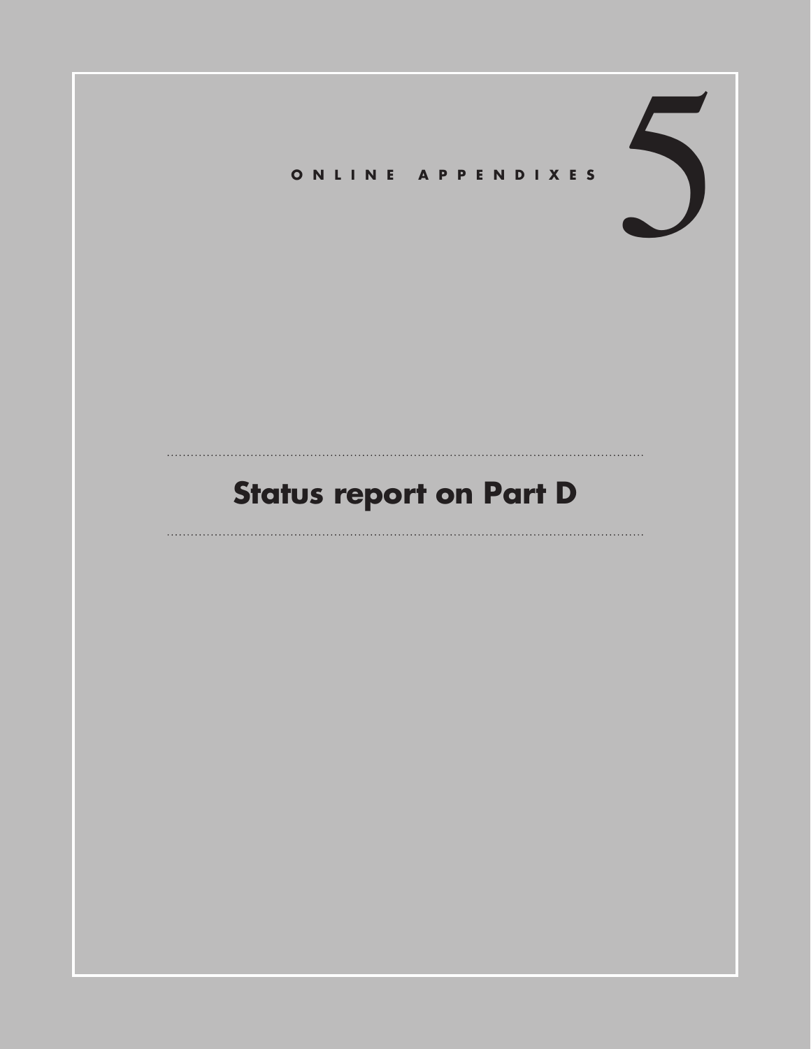ONLINE APPENDIXES

# 5

# Status report on Part D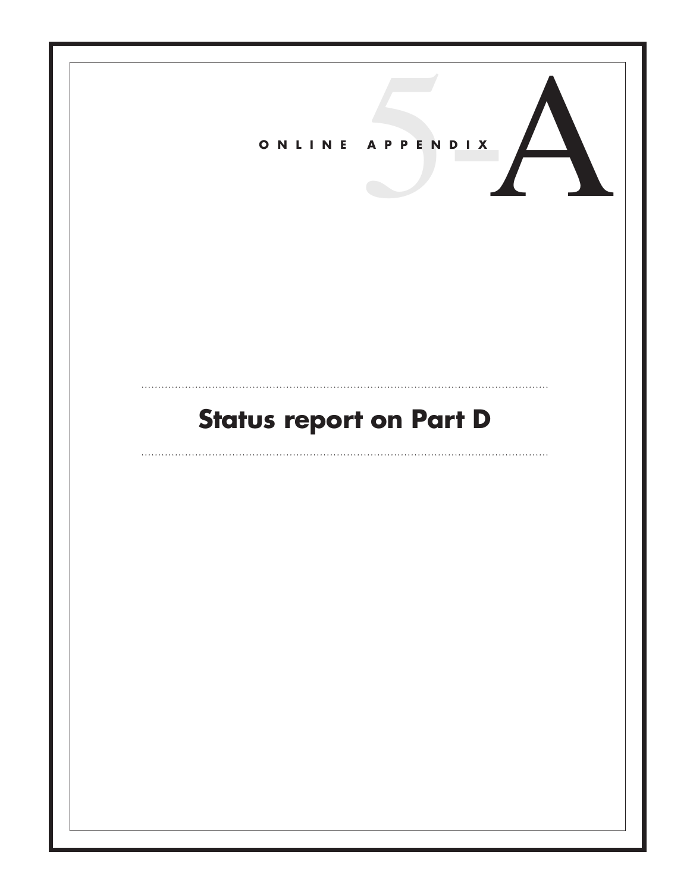ONLINE APPENDIX 5-A

# Status report on Part D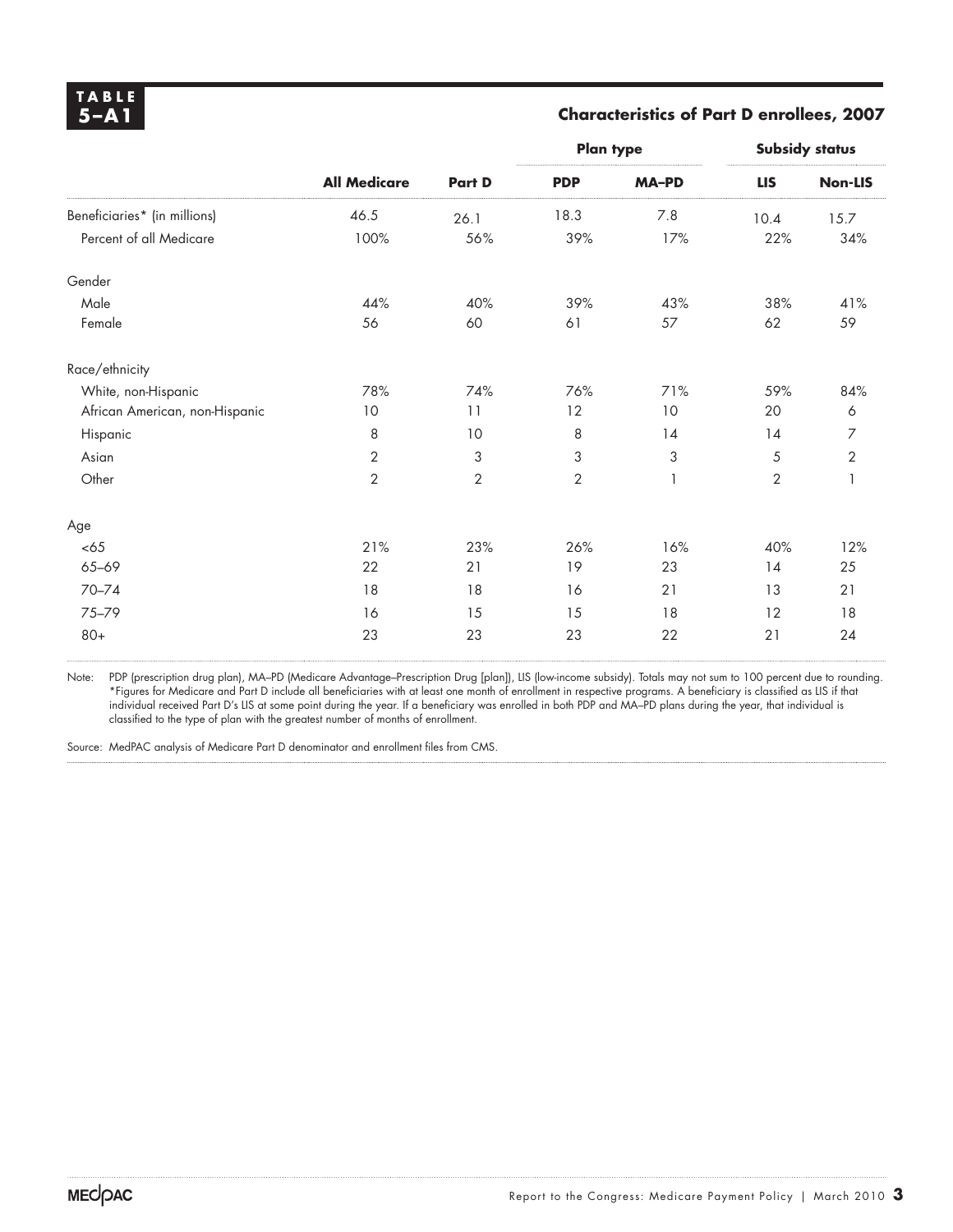**TABLE 5–A1**

## Characteristics of Part D enrollees, 2007

| | All Medicare | Part D | Plan type | | Subsidy status | |
|---|---|---|---|---|---|---|
| | | | PDP | MA–PD | LIS | Non-LIS |
| Beneficiaries* (in millions) | 46.5 | 26.1 | 18.3 | 7.8 | 10.4 | 15.7 |
| Percent of all Medicare | 100% | 56% | 39% | 17% | 22% | 34% |
| Gender | | | | | | |
| Male | 44% | 40% | 39% | 43% | 38% | 41% |
| Female | 56 | 60 | 61 | 57 | 62 | 59 |
| Race/ethnicity | | | | | | |
| White, non-Hispanic | 78% | 74% | 76% | 71% | 59% | 84% |
| African American, non-Hispanic | 10 | 11 | 12 | 10 | 20 | 6 |
| Hispanic | 8 | 10 | 8 | 14 | 14 | 7 |
| Asian | 2 | 3 | 3 | 3 | 5 | 2 |
| Other | 2 | 2 | 2 | 1 | 2 | 1 |
| Age | | | | | | |
| <65 | 21% | 23% | 26% | 16% | 40% | 12% |
| 65–69 | 22 | 21 | 19 | 23 | 14 | 25 |
| 70–74 | 18 | 18 | 16 | 21 | 13 | 21 |
| 75–79 | 16 | 15 | 15 | 18 | 12 | 18 |
| 80+ | 23 | 23 | 23 | 22 | 21 | 24 |

Note: PDP (prescription drug plan), MA–PD (Medicare Advantage–Prescription Drug [plan]), LIS (low-income subsidy). Totals may not sum to 100 percent due to rounding.
*Figures for Medicare and Part D include all beneficiaries with at least one month of enrollment in respective programs. A beneficiary is classified as LIS if that individual received Part D's LIS at some point during the year. If a beneficiary was enrolled in both PDP and MA–PD plans during the year, that individual is classified to the type of plan with the greatest number of months of enrollment.

Source: MedPAC analysis of Medicare Part D denominator and enrollment files from CMS.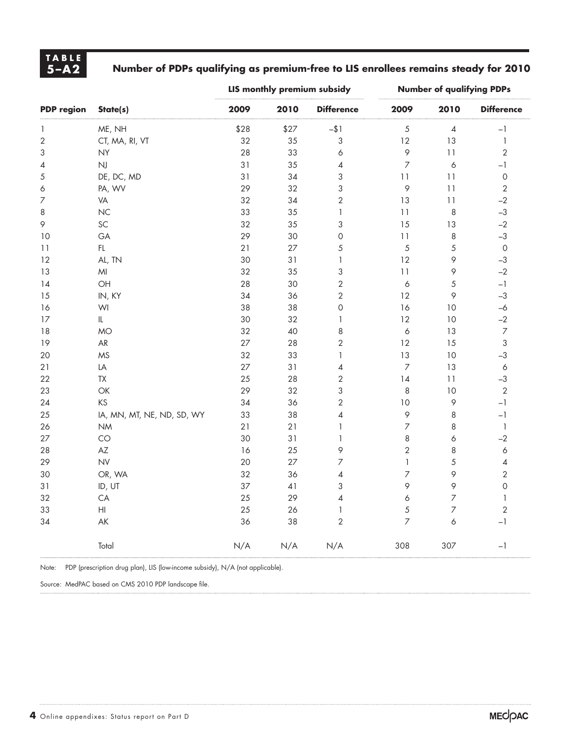**TABLE 5–A2**

**Number of PDPs qualifying as premium-free to LIS enrollees remains steady for 2010**

| PDP region | State(s) | LIS monthly premium subsidy | | | Number of qualifying PDPs | | |
|---|---|---|---|---|---|---|---|
| | | 2009 | 2010 | Difference | 2009 | 2010 | Difference |
| 1 | ME, NH | $28 | $27 | –$1 | 5 | 4 | –1 |
| 2 | CT, MA, RI, VT | 32 | 35 | 3 | 12 | 13 | 1 |
| 3 | NY | 28 | 33 | 6 | 9 | 11 | 2 |
| 4 | NJ | 31 | 35 | 4 | 7 | 6 | –1 |
| 5 | DE, DC, MD | 31 | 34 | 3 | 11 | 11 | 0 |
| 6 | PA, WV | 29 | 32 | 3 | 9 | 11 | 2 |
| 7 | VA | 32 | 34 | 2 | 13 | 11 | –2 |
| 8 | NC | 33 | 35 | 1 | 11 | 8 | –3 |
| 9 | SC | 32 | 35 | 3 | 15 | 13 | –2 |
| 10 | GA | 29 | 30 | 0 | 11 | 8 | –3 |
| 11 | FL | 21 | 27 | 5 | 5 | 5 | 0 |
| 12 | AL, TN | 30 | 31 | 1 | 12 | 9 | –3 |
| 13 | MI | 32 | 35 | 3 | 11 | 9 | –2 |
| 14 | OH | 28 | 30 | 2 | 6 | 5 | –1 |
| 15 | IN, KY | 34 | 36 | 2 | 12 | 9 | –3 |
| 16 | WI | 38 | 38 | 0 | 16 | 10 | –6 |
| 17 | IL | 30 | 32 | 1 | 12 | 10 | –2 |
| 18 | MO | 32 | 40 | 8 | 6 | 13 | 7 |
| 19 | AR | 27 | 28 | 2 | 12 | 15 | 3 |
| 20 | MS | 32 | 33 | 1 | 13 | 10 | –3 |
| 21 | LA | 27 | 31 | 4 | 7 | 13 | 6 |
| 22 | TX | 25 | 28 | 2 | 14 | 11 | –3 |
| 23 | OK | 29 | 32 | 3 | 8 | 10 | 2 |
| 24 | KS | 34 | 36 | 2 | 10 | 9 | –1 |
| 25 | IA, MN, MT, NE, ND, SD, WY | 33 | 38 | 4 | 9 | 8 | –1 |
| 26 | NM | 21 | 21 | 1 | 7 | 8 | 1 |
| 27 | CO | 30 | 31 | 1 | 8 | 6 | –2 |
| 28 | AZ | 16 | 25 | 9 | 2 | 8 | 6 |
| 29 | NV | 20 | 27 | 7 | 1 | 5 | 4 |
| 30 | OR, WA | 32 | 36 | 4 | 7 | 9 | 2 |
| 31 | ID, UT | 37 | 41 | 3 | 9 | 9 | 0 |
| 32 | CA | 25 | 29 | 4 | 6 | 7 | 1 |
| 33 | HI | 25 | 26 | 1 | 5 | 7 | 2 |
| 34 | AK | 36 | 38 | 2 | 7 | 6 | –1 |
| | Total | N/A | N/A | N/A | 308 | 307 | –1 |

Note: PDP (prescription drug plan), LIS (low-income subsidy), N/A (not applicable).

Source: MedPAC based on CMS 2010 PDP landscape file.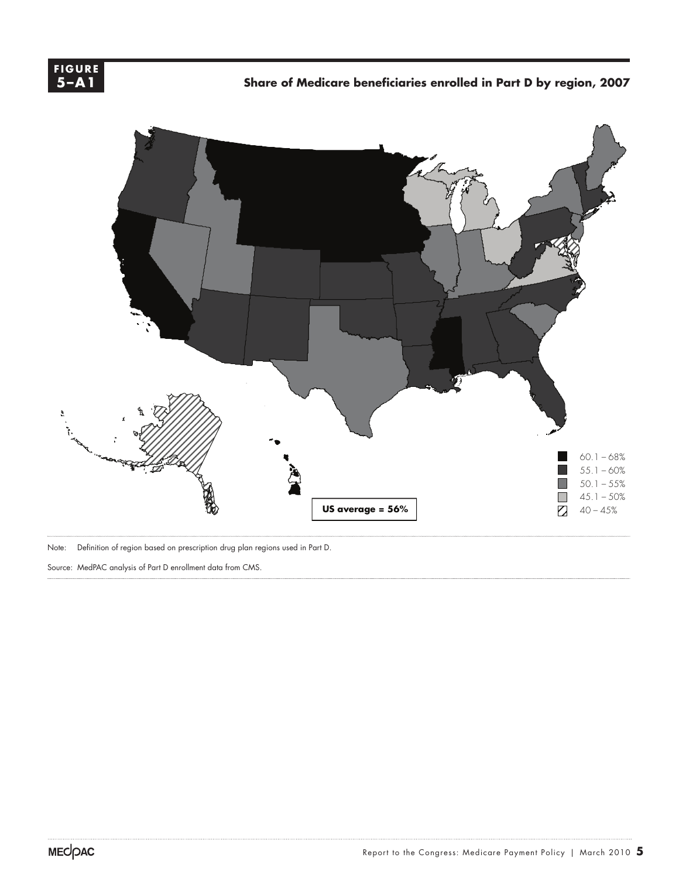**FIGURE 5–A1**

**Share of Medicare beneficiaries enrolled in Part D by region, 2007**

60.1 – 68%
55.1 – 60%
50.1 – 55%
45.1 – 50%
40 – 45%

**US average = 56%**

Note: Definition of region based on prescription drug plan regions used in Part D.

Source: MedPAC analysis of Part D enrollment data from CMS.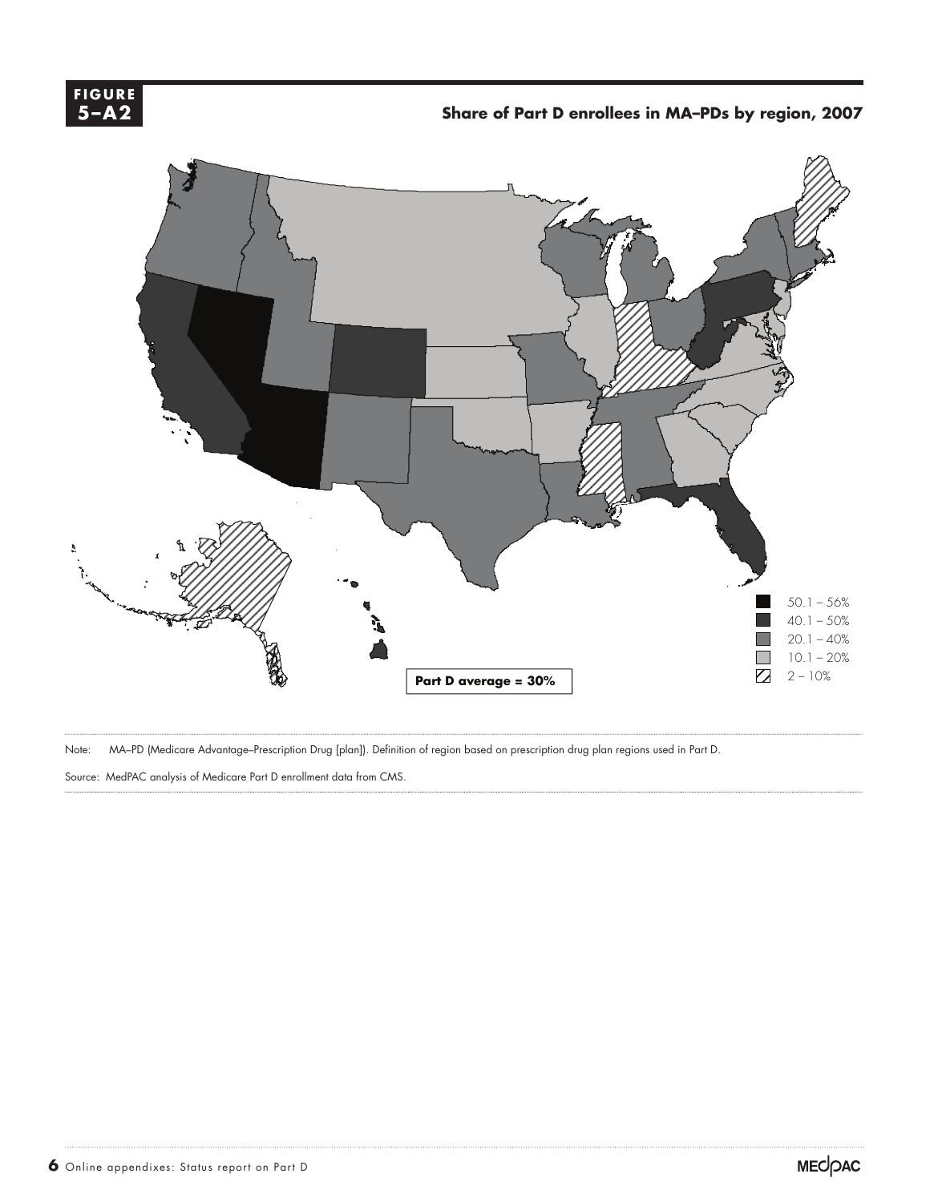**FIGURE 5–A2**

**Share of Part D enrollees in MA–PDs by region, 2007**

50.1 – 56%
40.1 – 50%
20.1 – 40%
10.1 – 20%
2 – 10%

**Part D average = 30%**

Note: MA–PD (Medicare Advantage–Prescription Drug [plan]). Definition of region based on prescription drug plan regions used in Part D.

Source: MedPAC analysis of Medicare Part D enrollment data from CMS.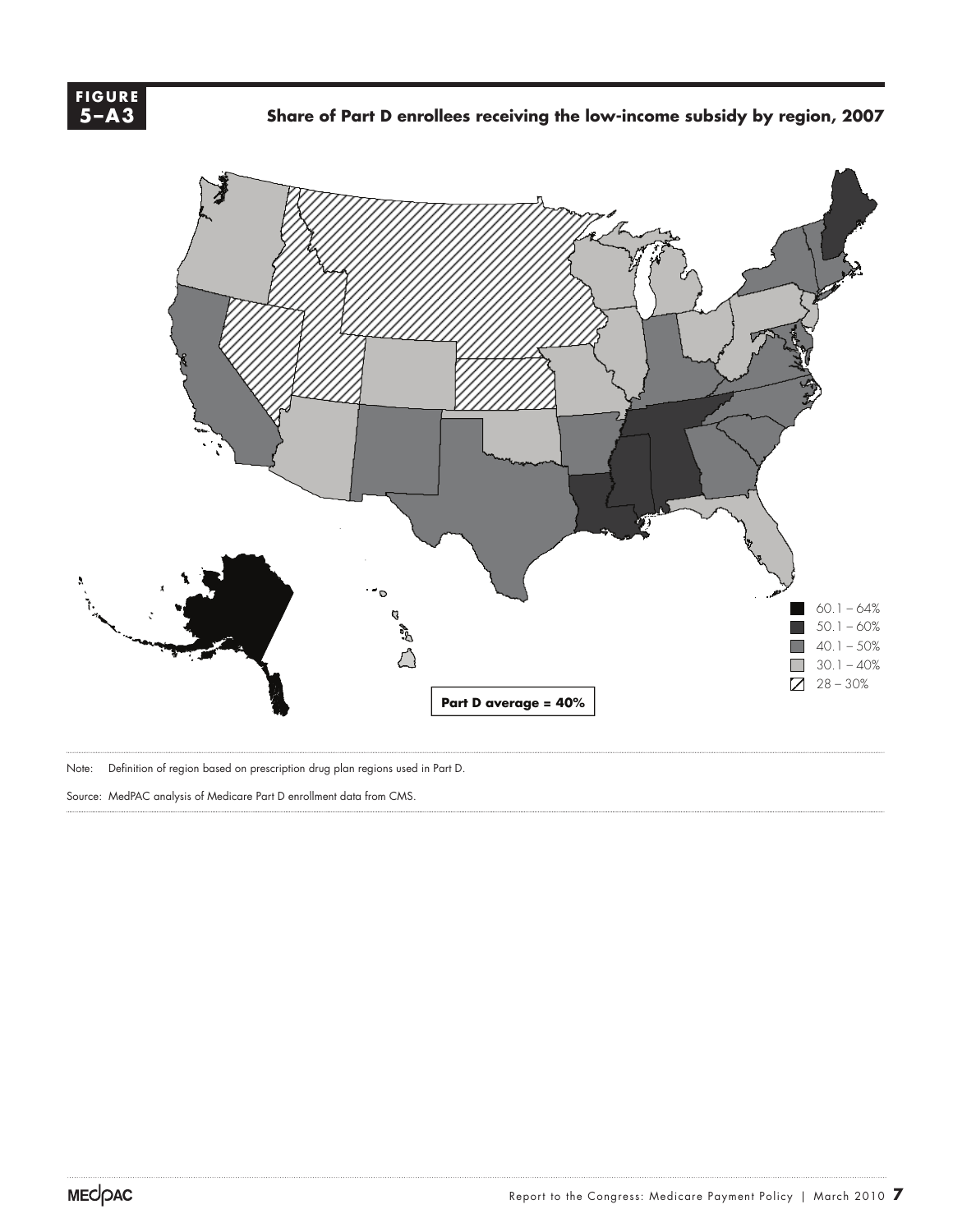**FIGURE 5–A3**

**Share of Part D enrollees receiving the low-income subsidy by region, 2007**

60.1 – 64%
50.1 – 60%
40.1 – 50%
30.1 – 40%
28 – 30%

**Part D average = 40%**

Note: Definition of region based on prescription drug plan regions used in Part D.

Source: MedPAC analysis of Medicare Part D enrollment data from CMS.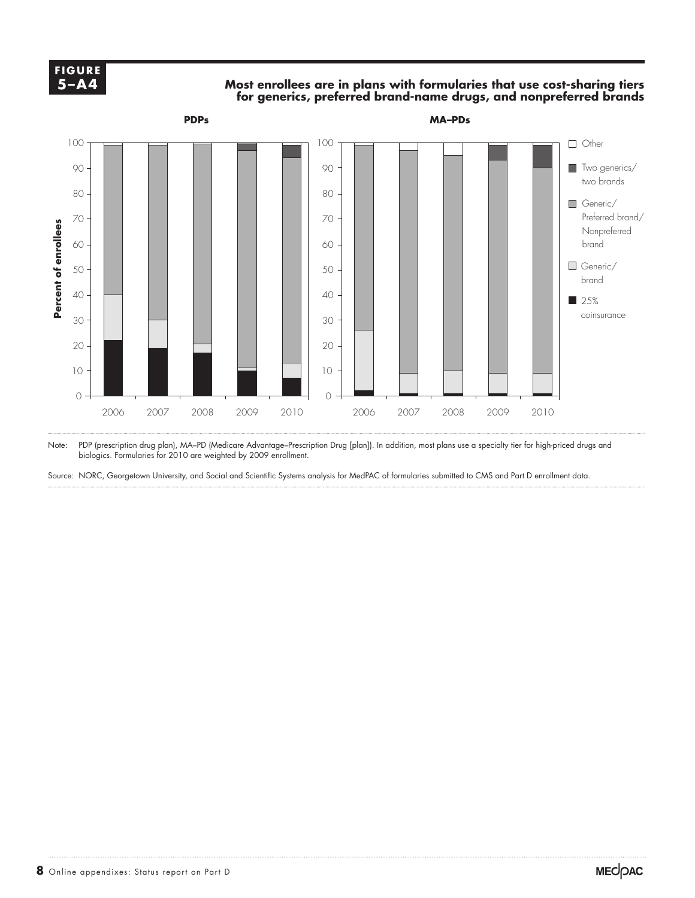**FIGURE 5–A4**

**Most enrollees are in plans with formularies that use cost-sharing tiers for generics, preferred brand-name drugs, and nonpreferred brands**

Note: PDP (prescription drug plan), MA–PD (Medicare Advantage–Prescription Drug [plan]). In addition, most plans use a specialty tier for high-priced drugs and biologics. Formularies for 2010 are weighted by 2009 enrollment.

Source: NORC, Georgetown University, and Social and Scientific Systems analysis for MedPAC of formularies submitted to CMS and Part D enrollment data.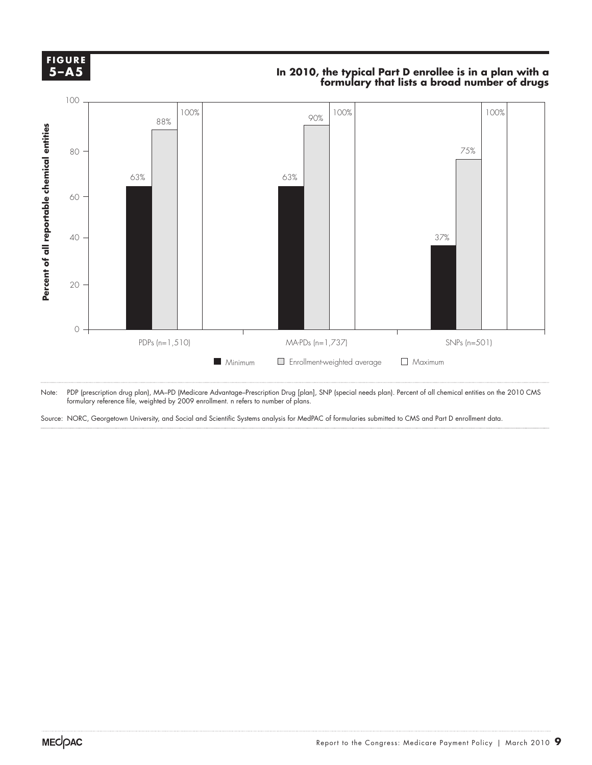**FIGURE 5–A5**

**In 2010, the typical Part D enrollee is in a plan with a formulary that lists a broad number of drugs**

| | Minimum | Enrollment-weighted average | Maximum |
|---|---|---|---|
| PDPs (n=1,510) | 63% | 88% | 100% |
| MA-PDs (n=1,737) | 63% | 90% | 100% |
| SNPs (n=501) | 37% | 75% | 100% |

Percent of all reportable chemical entities

Note: PDP (prescription drug plan), MA–PD (Medicare Advantage–Prescription Drug [plan], SNP (special needs plan). Percent of all chemical entities on the 2010 CMS formulary reference file, weighted by 2009 enrollment. n refers to number of plans.

Source: NORC, Georgetown University, and Social and Scientific Systems analysis for MedPAC of formularies submitted to CMS and Part D enrollment data.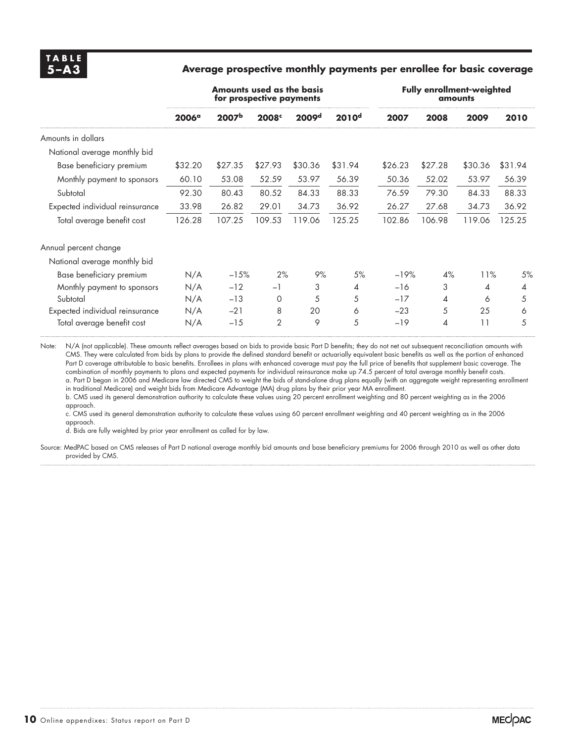**TABLE 5–A3**

**Average prospective monthly payments per enrollee for basic coverage**

| | Amounts used as the basis for prospective payments | | | | | Fully enrollment-weighted amounts | | | |
|---|---|---|---|---|---|---|---|---|---|
| | 2006[a] | 2007[b] | 2008[c] | 2009[d] | 2010[d] | 2007 | 2008 | 2009 | 2010 |
| Amounts in dollars | | | | | | | | | |
| National average monthly bid | | | | | | | | | |
| Base beneficiary premium | $32.20 | $27.35 | $27.93 | $30.36 | $31.94 | $26.23 | $27.28 | $30.36 | $31.94 |
| Monthly payment to sponsors | 60.10 | 53.08 | 52.59 | 53.97 | 56.39 | 50.36 | 52.02 | 53.97 | 56.39 |
| Subtotal | 92.30 | 80.43 | 80.52 | 84.33 | 88.33 | 76.59 | 79.30 | 84.33 | 88.33 |
| Expected individual reinsurance | 33.98 | 26.82 | 29.01 | 34.73 | 36.92 | 26.27 | 27.68 | 34.73 | 36.92 |
| Total average benefit cost | 126.28 | 107.25 | 109.53 | 119.06 | 125.25 | 102.86 | 106.98 | 119.06 | 125.25 |
| Annual percent change | | | | | | | | | |
| National average monthly bid | | | | | | | | | |
| Base beneficiary premium | N/A | −15% | 2% | 9% | 5% | −19% | 4% | 11% | 5% |
| Monthly payment to sponsors | N/A | −12 | −1 | 3 | 4 | −16 | 3 | 4 | 4 |
| Subtotal | N/A | −13 | 0 | 5 | 5 | −17 | 4 | 6 | 5 |
| Expected individual reinsurance | N/A | −21 | 8 | 20 | 6 | −23 | 5 | 25 | 6 |
| Total average benefit cost | N/A | −15 | 2 | 9 | 5 | −19 | 4 | 11 | 5 |

Note: N/A (not applicable). These amounts reflect averages based on bids to provide basic Part D benefits; they do not net out subsequent reconciliation amounts with CMS. They were calculated from bids by plans to provide the defined standard benefit or actuarially equivalent basic benefits as well as the portion of enhanced Part D coverage attributable to basic benefits. Enrollees in plans with enhanced coverage must pay the full price of benefits that supplement basic coverage. The combination of monthly payments to plans and expected payments for individual reinsurance make up 74.5 percent of total average monthly benefit costs.
a. Part D began in 2006 and Medicare law directed CMS to weight the bids of stand-alone drug plans equally (with an aggregate weight representing enrollment in traditional Medicare) and weight bids from Medicare Advantage (MA) drug plans by their prior year MA enrollment.
b. CMS used its general demonstration authority to calculate these values using 20 percent enrollment weighting and 80 percent weighting as in the 2006 approach.
c. CMS used its general demonstration authority to calculate these values using 60 percent enrollment weighting and 40 percent weighting as in the 2006 approach.
d. Bids are fully weighted by prior year enrollment as called for by law.

Source: MedPAC based on CMS releases of Part D national average monthly bid amounts and base beneficiary premiums for 2006 through 2010 as well as other data provided by CMS.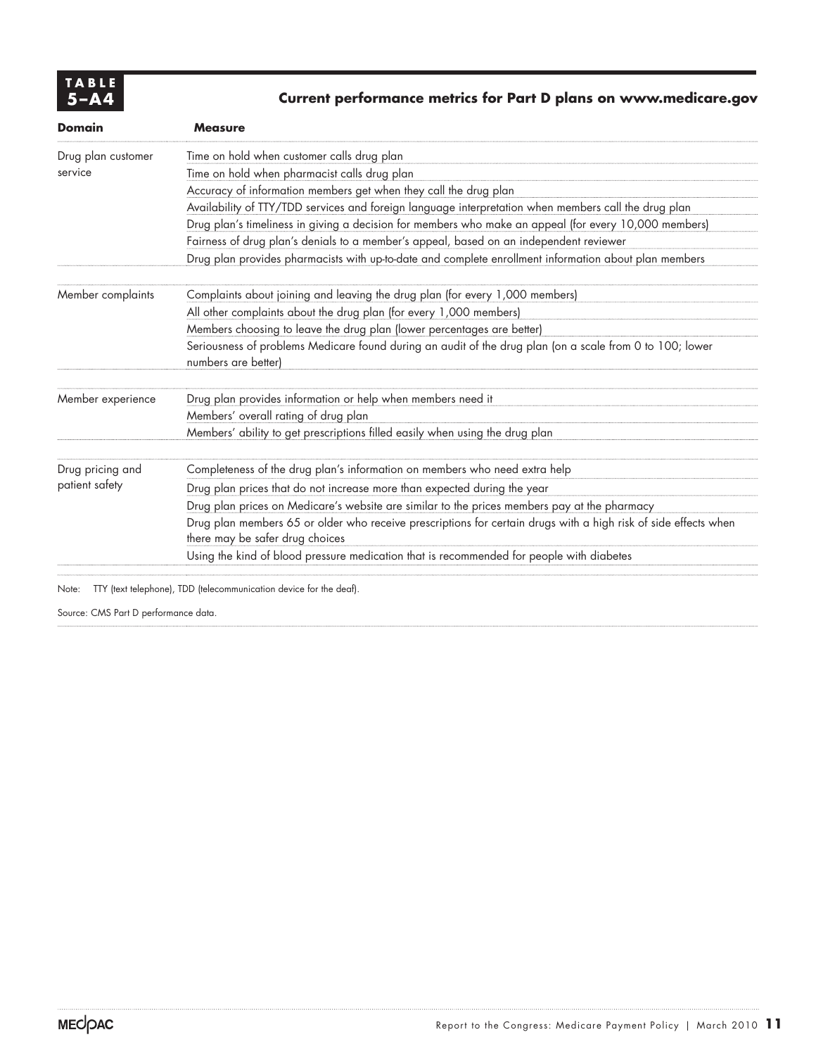**TABLE 5–A4**

**Current performance metrics for Part D plans on www.medicare.gov**

| Domain | Measure |
|---|---|
| Drug plan customer service | Time on hold when customer calls drug plan |
| | Time on hold when pharmacist calls drug plan |
| | Accuracy of information members get when they call the drug plan |
| | Availability of TTY/TDD services and foreign language interpretation when members call the drug plan |
| | Drug plan's timeliness in giving a decision for members who make an appeal (for every 10,000 members) |
| | Fairness of drug plan's denials to a member's appeal, based on an independent reviewer |
| | Drug plan provides pharmacists with up-to-date and complete enrollment information about plan members |
| Member complaints | Complaints about joining and leaving the drug plan (for every 1,000 members) |
| | All other complaints about the drug plan (for every 1,000 members) |
| | Members choosing to leave the drug plan (lower percentages are better) |
| | Seriousness of problems Medicare found during an audit of the drug plan (on a scale from 0 to 100; lower numbers are better) |
| Member experience | Drug plan provides information or help when members need it |
| | Members' overall rating of drug plan |
| | Members' ability to get prescriptions filled easily when using the drug plan |
| Drug pricing and patient safety | Completeness of the drug plan's information on members who need extra help |
| | Drug plan prices that do not increase more than expected during the year |
| | Drug plan prices on Medicare's website are similar to the prices members pay at the pharmacy |
| | Drug plan members 65 or older who receive prescriptions for certain drugs with a high risk of side effects when there may be safer drug choices |
| | Using the kind of blood pressure medication that is recommended for people with diabetes |

Note: TTY (text telephone), TDD (telecommunication device for the deaf).

Source: CMS Part D performance data.